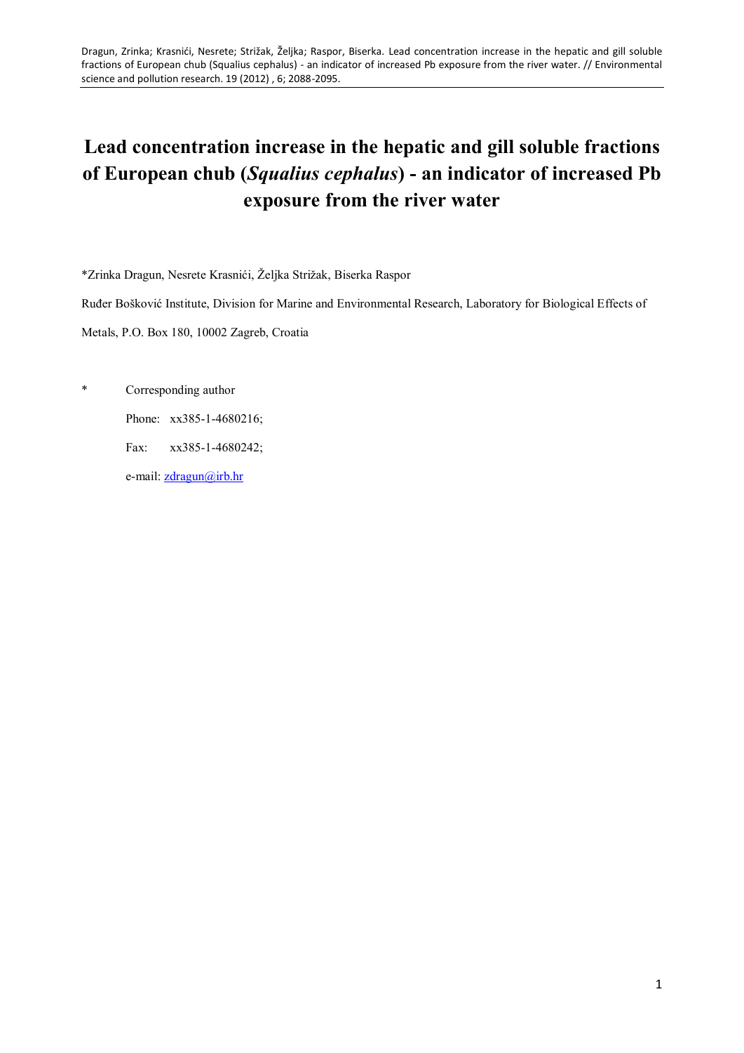# Lead concentration increase in the hepatic and gill soluble fractions of European chub (*Squalius cephalus*) - an indicator of increased Pb exposure from the river water

*Zrinka Dragun, Nesrete Krasnići, Željka Strižak, Biserka Raspor

Ruđer Bošković Institute, Division for Marine and Environmental Research, Laboratory for Biological Effects of Metals, P.O. Box 180, 10002 Zagreb, Croatia

\* Corresponding author

Phone: xx385-1-4680216;

Fax: xx385-1-4680242;

e-mail: zdragun@irb.hr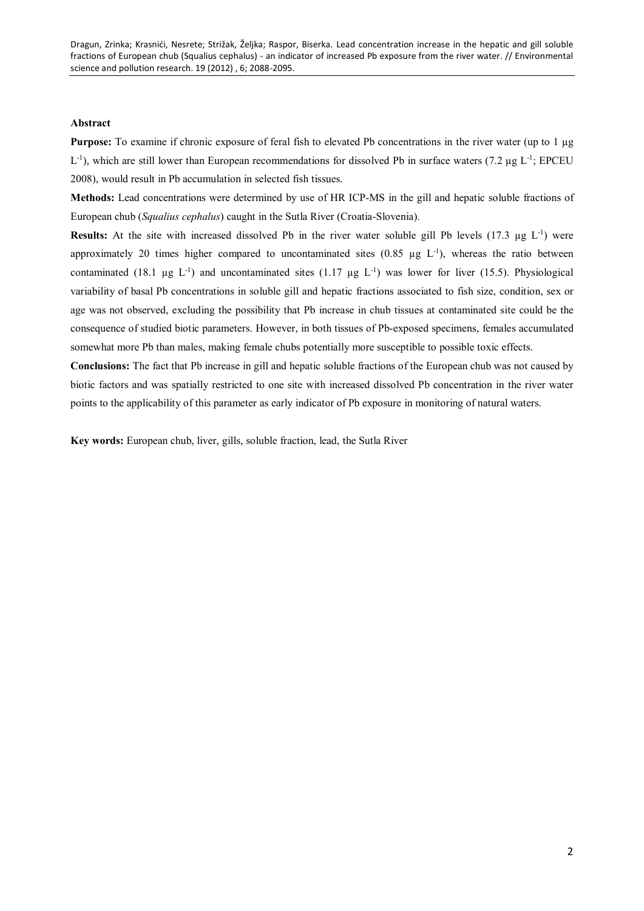**Abstract**

**Purpose:** To examine if chronic exposure of feral fish to elevated Pb concentrations in the river water (up to 1 μg $L^{-1}$), which are still lower than European recommendations for dissolved Pb in surface waters (7.2 μg $L^{-1}$; EPCEU 2008), would result in Pb accumulation in selected fish tissues.

**Methods:** Lead concentrations were determined by use of HR ICP-MS in the gill and hepatic soluble fractions of European chub (*Squalius cephalus*) caught in the Sutla River (Croatia-Slovenia).

**Results:** At the site with increased dissolved Pb in the river water soluble gill Pb levels (17.3 μg $L^{-1}$) were approximately 20 times higher compared to uncontaminated sites (0.85 μg $L^{-1}$), whereas the ratio between contaminated (18.1 μg $L^{-1}$) and uncontaminated sites (1.17 μg $L^{-1}$) was lower for liver (15.5). Physiological variability of basal Pb concentrations in soluble gill and hepatic fractions associated to fish size, condition, sex or age was not observed, excluding the possibility that Pb increase in chub tissues at contaminated site could be the consequence of studied biotic parameters. However, in both tissues of Pb-exposed specimens, females accumulated somewhat more Pb than males, making female chubs potentially more susceptible to possible toxic effects.

**Conclusions:** The fact that Pb increase in gill and hepatic soluble fractions of the European chub was not caused by biotic factors and was spatially restricted to one site with increased dissolved Pb concentration in the river water points to the applicability of this parameter as early indicator of Pb exposure in monitoring of natural waters.

**Key words:** European chub, liver, gills, soluble fraction, lead, the Sutla River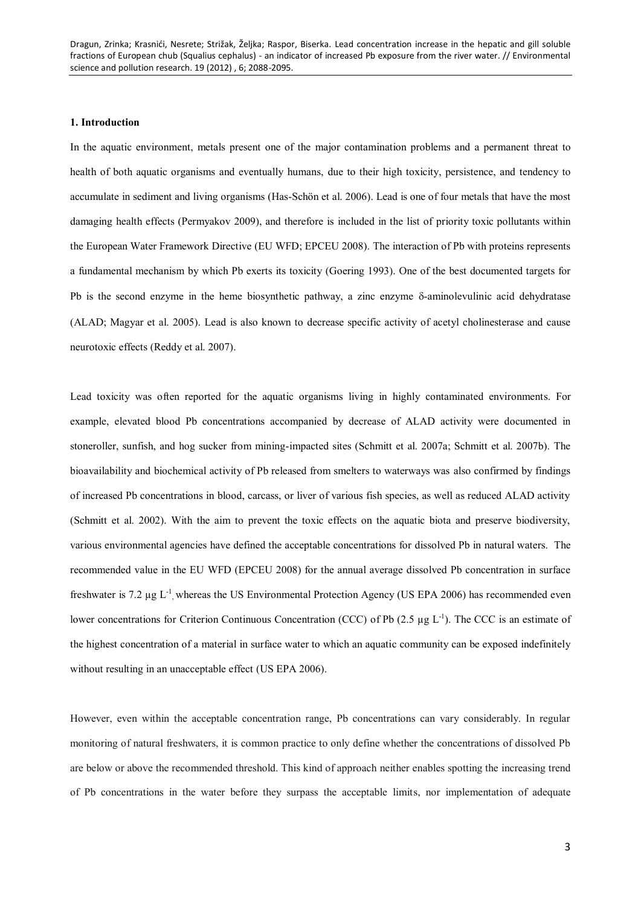### 1. Introduction

In the aquatic environment, metals present one of the major contamination problems and a permanent threat to health of both aquatic organisms and eventually humans, due to their high toxicity, persistence, and tendency to accumulate in sediment and living organisms (Has-Schön et al. 2006). Lead is one of four metals that have the most damaging health effects (Permyakov 2009), and therefore is included in the list of priority toxic pollutants within the European Water Framework Directive (EU WFD; EPCEU 2008). The interaction of Pb with proteins represents a fundamental mechanism by which Pb exerts its toxicity (Goering 1993). One of the best documented targets for Pb is the second enzyme in the heme biosynthetic pathway, a zinc enzyme δ-aminolevulinic acid dehydratase (ALAD; Magyar et al. 2005). Lead is also known to decrease specific activity of acetyl cholinesterase and cause neurotoxic effects (Reddy et al. 2007).

Lead toxicity was often reported for the aquatic organisms living in highly contaminated environments. For example, elevated blood Pb concentrations accompanied by decrease of ALAD activity were documented in stoneroller, sunfish, and hog sucker from mining-impacted sites (Schmitt et al. 2007a; Schmitt et al. 2007b). The bioavailability and biochemical activity of Pb released from smelters to waterways was also confirmed by findings of increased Pb concentrations in blood, carcass, or liver of various fish species, as well as reduced ALAD activity (Schmitt et al. 2002). With the aim to prevent the toxic effects on the aquatic biota and preserve biodiversity, various environmental agencies have defined the acceptable concentrations for dissolved Pb in natural waters. The recommended value in the EU WFD (EPCEU 2008) for the annual average dissolved Pb concentration in surface freshwater is 7.2 µg $L^{-1}$, whereas the US Environmental Protection Agency (US EPA 2006) has recommended even lower concentrations for Criterion Continuous Concentration (CCC) of Pb (2.5 µg $L^{-1}$). The CCC is an estimate of the highest concentration of a material in surface water to which an aquatic community can be exposed indefinitely without resulting in an unacceptable effect (US EPA 2006).

However, even within the acceptable concentration range, Pb concentrations can vary considerably. In regular monitoring of natural freshwaters, it is common practice to only define whether the concentrations of dissolved Pb are below or above the recommended threshold. This kind of approach neither enables spotting the increasing trend of Pb concentrations in the water before they surpass the acceptable limits, nor implementation of adequate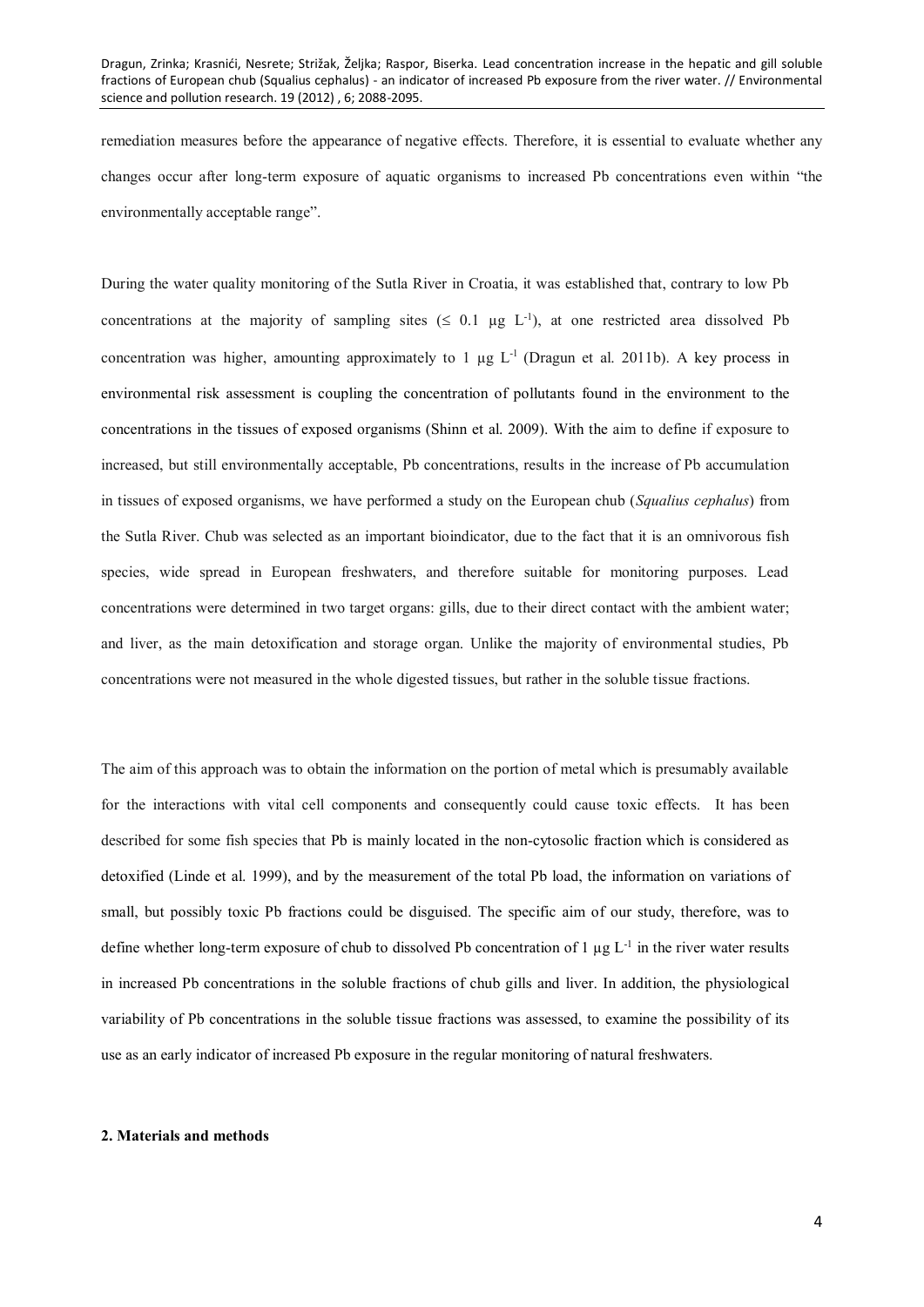remediation measures before the appearance of negative effects. Therefore, it is essential to evaluate whether any changes occur after long-term exposure of aquatic organisms to increased Pb concentrations even within "the environmentally acceptable range".

During the water quality monitoring of the Sutla River in Croatia, it was established that, contrary to low Pb concentrations at the majority of sampling sites ($\leq$ 0.1 µg $L^{-1}$), at one restricted area dissolved Pb concentration was higher, amounting approximately to 1 µg $L^{-1}$ (Dragun et al. 2011b). A key process in environmental risk assessment is coupling the concentration of pollutants found in the environment to the concentrations in the tissues of exposed organisms (Shinn et al. 2009). With the aim to define if exposure to increased, but still environmentally acceptable, Pb concentrations, results in the increase of Pb accumulation in tissues of exposed organisms, we have performed a study on the European chub (*Squalius cephalus*) from the Sutla River. Chub was selected as an important bioindicator, due to the fact that it is an omnivorous fish species, wide spread in European freshwaters, and therefore suitable for monitoring purposes. Lead concentrations were determined in two target organs: gills, due to their direct contact with the ambient water; and liver, as the main detoxification and storage organ. Unlike the majority of environmental studies, Pb concentrations were not measured in the whole digested tissues, but rather in the soluble tissue fractions.

The aim of this approach was to obtain the information on the portion of metal which is presumably available for the interactions with vital cell components and consequently could cause toxic effects. It has been described for some fish species that Pb is mainly located in the non-cytosolic fraction which is considered as detoxified (Linde et al. 1999), and by the measurement of the total Pb load, the information on variations of small, but possibly toxic Pb fractions could be disguised. The specific aim of our study, therefore, was to define whether long-term exposure of chub to dissolved Pb concentration of 1 µg $L^{-1}$ in the river water results in increased Pb concentrations in the soluble fractions of chub gills and liver. In addition, the physiological variability of Pb concentrations in the soluble tissue fractions was assessed, to examine the possibility of its use as an early indicator of increased Pb exposure in the regular monitoring of natural freshwaters.

## 2. Materials and methods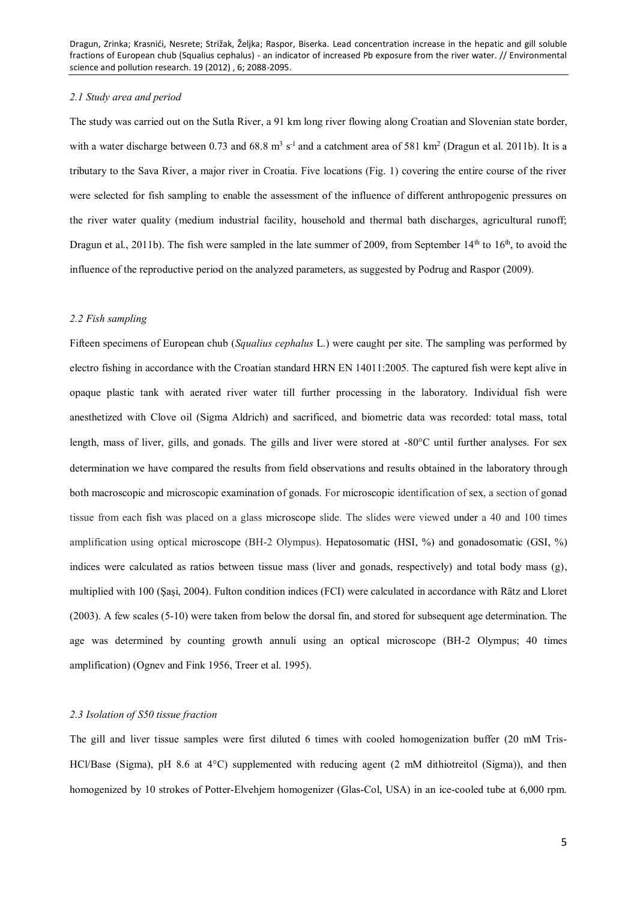### *2.1 Study area and period*

The study was carried out on the Sutla River, a 91 km long river flowing along Croatian and Slovenian state border, with a water discharge between 0.73 and 68.8 $m^3$ $s^{-1}$ and a catchment area of 581 $km^2$ (Dragun et al. 2011b). It is a tributary to the Sava River, a major river in Croatia. Five locations (Fig. 1) covering the entire course of the river were selected for fish sampling to enable the assessment of the influence of different anthropogenic pressures on the river water quality (medium industrial facility, household and thermal bath discharges, agricultural runoff; Dragun et al., 2011b). The fish were sampled in the late summer of 2009, from September 14th to 16th, to avoid the influence of the reproductive period on the analyzed parameters, as suggested by Podrug and Raspor (2009).

### *2.2 Fish sampling*

Fifteen specimens of European chub (*Squalius cephalus* L.) were caught per site. The sampling was performed by electro fishing in accordance with the Croatian standard HRN EN 14011:2005. The captured fish were kept alive in opaque plastic tank with aerated river water till further processing in the laboratory. Individual fish were anesthetized with Clove oil (Sigma Aldrich) and sacrificed, and biometric data was recorded: total mass, total length, mass of liver, gills, and gonads. The gills and liver were stored at -80°C until further analyses. For sex determination we have compared the results from field observations and results obtained in the laboratory through both macroscopic and microscopic examination of gonads. For microscopic identification of sex, a section of gonad tissue from each fish was placed on a glass microscope slide. The slides were viewed under a 40 and 100 times amplification using optical microscope (BH-2 Olympus). Hepatosomatic (HSI, %) and gonadosomatic (GSI, %) indices were calculated as ratios between tissue mass (liver and gonads, respectively) and total body mass (g), multiplied with 100 (Şaşi, 2004). Fulton condition indices (FCI) were calculated in accordance with Rätz and Lloret (2003). A few scales (5-10) were taken from below the dorsal fin, and stored for subsequent age determination. The age was determined by counting growth annuli using an optical microscope (BH-2 Olympus; 40 times amplification) (Ognev and Fink 1956, Treer et al. 1995).

### *2.3 Isolation of S50 tissue fraction*

The gill and liver tissue samples were first diluted 6 times with cooled homogenization buffer (20 mM Tris-HCl/Base (Sigma), pH 8.6 at 4°C) supplemented with reducing agent (2 mM dithiotreitol (Sigma)), and then homogenized by 10 strokes of Potter-Elvehjem homogenizer (Glas-Col, USA) in an ice-cooled tube at 6,000 rpm.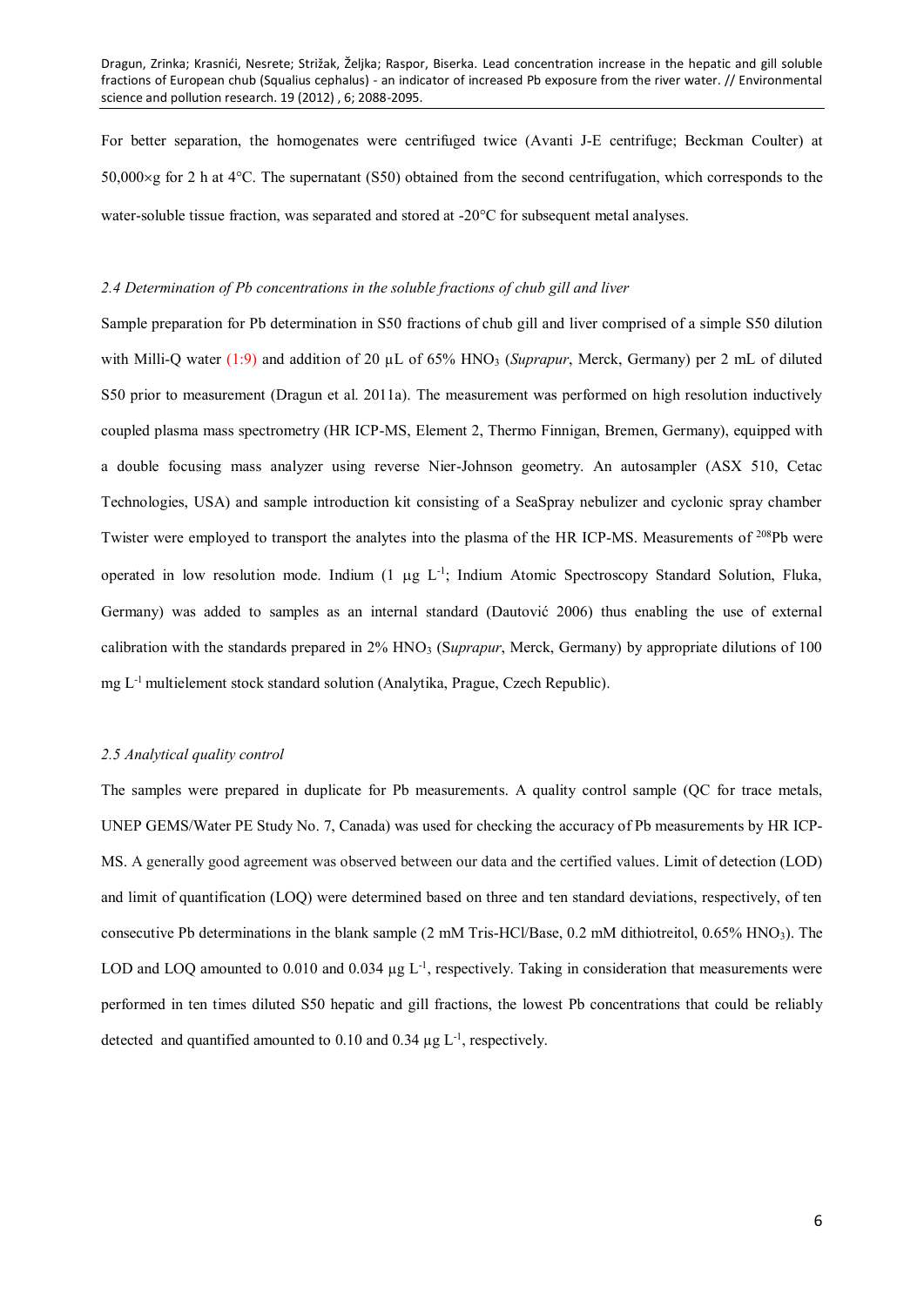For better separation, the homogenates were centrifuged twice (Avanti J-E centrifuge; Beckman Coulter) at 50,000×g for 2 h at 4°C. The supernatant (S50) obtained from the second centrifugation, which corresponds to the water-soluble tissue fraction, was separated and stored at -20°C for subsequent metal analyses.

*2.4 Determination of Pb concentrations in the soluble fractions of chub gill and liver*

Sample preparation for Pb determination in S50 fractions of chub gill and liver comprised of a simple S50 dilution with Milli-Q water (1:9) and addition of 20 µL of 65% $HNO_3$ (*Suprapur*, Merck, Germany) per 2 mL of diluted S50 prior to measurement (Dragun et al. 2011a). The measurement was performed on high resolution inductively coupled plasma mass spectrometry (HR ICP-MS, Element 2, Thermo Finnigan, Bremen, Germany), equipped with a double focusing mass analyzer using reverse Nier-Johnson geometry. An autosampler (ASX 510, Cetac Technologies, USA) and sample introduction kit consisting of a SeaSpray nebulizer and cyclonic spray chamber Twister were employed to transport the analytes into the plasma of the HR ICP-MS. Measurements of $^{208}Pb$ were operated in low resolution mode. Indium (1 µg $L^{-1}$; Indium Atomic Spectroscopy Standard Solution, Fluka, Germany) was added to samples as an internal standard (Dautović 2006) thus enabling the use of external calibration with the standards prepared in 2% $HNO_3$ (S*uprapur*, Merck, Germany) by appropriate dilutions of 100 mg $L^{-1}$ multielement stock standard solution (Analytika, Prague, Czech Republic).

*2.5 Analytical quality control*

The samples were prepared in duplicate for Pb measurements. A quality control sample (QC for trace metals, UNEP GEMS/Water PE Study No. 7, Canada) was used for checking the accuracy of Pb measurements by HR ICP-MS. A generally good agreement was observed between our data and the certified values. Limit of detection (LOD) and limit of quantification (LOQ) were determined based on three and ten standard deviations, respectively, of ten consecutive Pb determinations in the blank sample (2 mM Tris-HCl/Base, 0.2 mM dithiotreitol, 0.65% $HNO_3$). The LOD and LOQ amounted to 0.010 and 0.034 µg $L^{-1}$, respectively. Taking in consideration that measurements were performed in ten times diluted S50 hepatic and gill fractions, the lowest Pb concentrations that could be reliably detected and quantified amounted to 0.10 and 0.34 µg $L^{-1}$, respectively.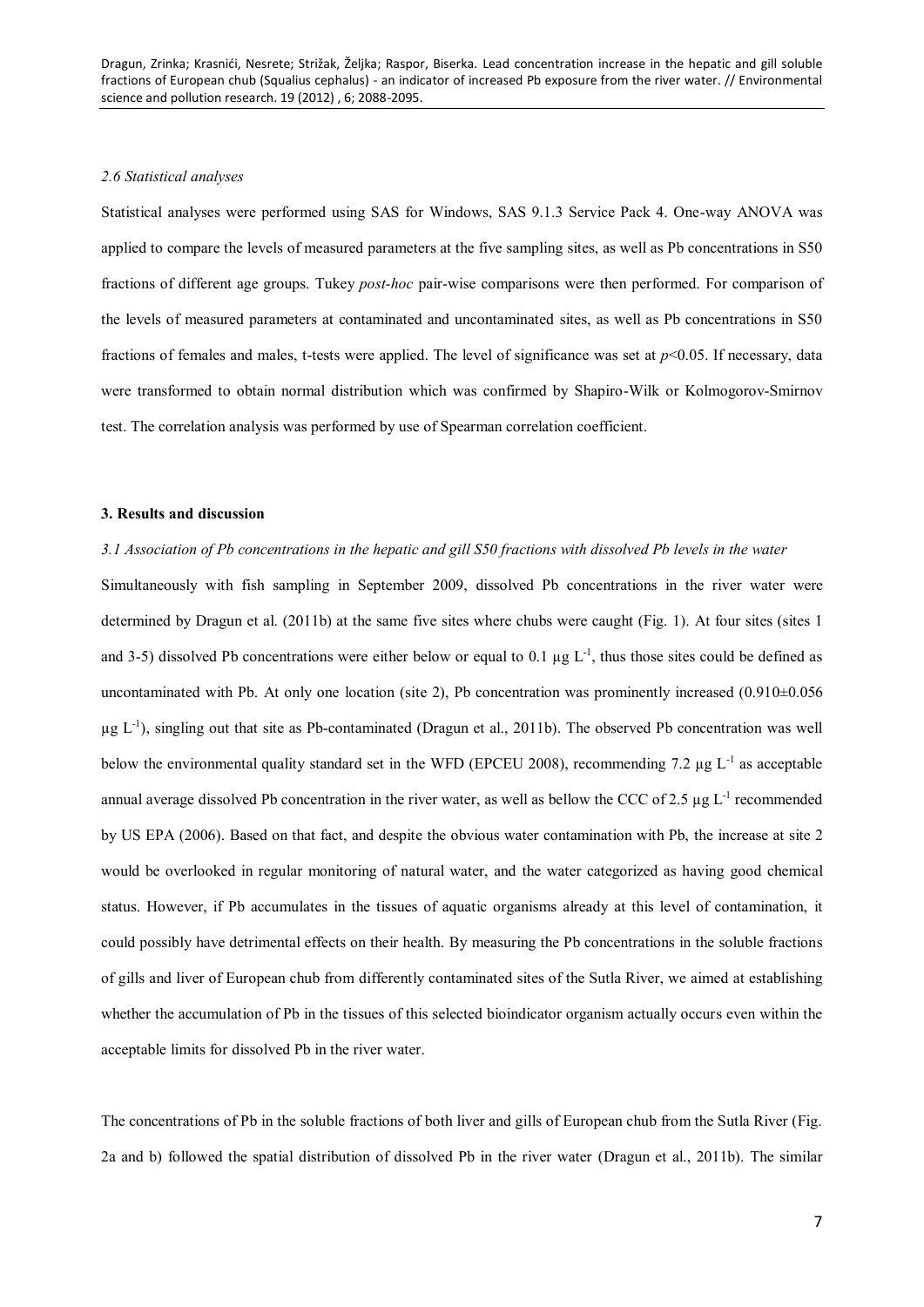*2.6 Statistical analyses*

Statistical analyses were performed using SAS for Windows, SAS 9.1.3 Service Pack 4. One-way ANOVA was applied to compare the levels of measured parameters at the five sampling sites, as well as Pb concentrations in S50 fractions of different age groups. Tukey *post-hoc* pair-wise comparisons were then performed. For comparison of the levels of measured parameters at contaminated and uncontaminated sites, as well as Pb concentrations in S50 fractions of females and males, t-tests were applied. The level of significance was set at $p<0.05$. If necessary, data were transformed to obtain normal distribution which was confirmed by Shapiro-Wilk or Kolmogorov-Smirnov test. The correlation analysis was performed by use of Spearman correlation coefficient.

## 3. Results and discussion

*3.1 Association of Pb concentrations in the hepatic and gill S50 fractions with dissolved Pb levels in the water*

Simultaneously with fish sampling in September 2009, dissolved Pb concentrations in the river water were determined by Dragun et al. (2011b) at the same five sites where chubs were caught (Fig. 1). At four sites (sites 1 and 3-5) dissolved Pb concentrations were either below or equal to 0.1 $\mu g\ L^{-1}$, thus those sites could be defined as uncontaminated with Pb. At only one location (site 2), Pb concentration was prominently increased ($0.910\pm0.056$ $\mu g\ L^{-1}$), singling out that site as Pb-contaminated (Dragun et al., 2011b). The observed Pb concentration was well below the environmental quality standard set in the WFD (EPCEU 2008), recommending 7.2 $\mu g\ L^{-1}$ as acceptable annual average dissolved Pb concentration in the river water, as well as bellow the CCC of 2.5 $\mu g\ L^{-1}$ recommended by US EPA (2006). Based on that fact, and despite the obvious water contamination with Pb, the increase at site 2 would be overlooked in regular monitoring of natural water, and the water categorized as having good chemical status. However, if Pb accumulates in the tissues of aquatic organisms already at this level of contamination, it could possibly have detrimental effects on their health. By measuring the Pb concentrations in the soluble fractions of gills and liver of European chub from differently contaminated sites of the Sutla River, we aimed at establishing whether the accumulation of Pb in the tissues of this selected bioindicator organism actually occurs even within the acceptable limits for dissolved Pb in the river water.

The concentrations of Pb in the soluble fractions of both liver and gills of European chub from the Sutla River (Fig. 2a and b) followed the spatial distribution of dissolved Pb in the river water (Dragun et al., 2011b). The similar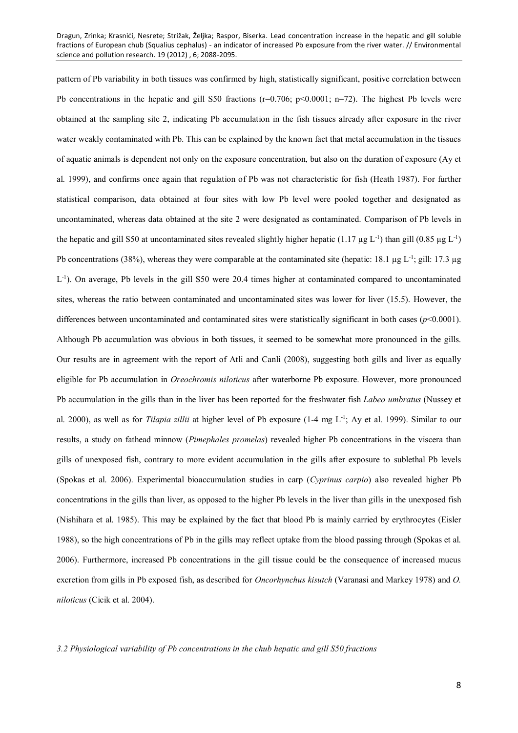pattern of Pb variability in both tissues was confirmed by high, statistically significant, positive correlation between Pb concentrations in the hepatic and gill S50 fractions ($r=0.706$; $p<0.0001$; $n=72$). The highest Pb levels were obtained at the sampling site 2, indicating Pb accumulation in the fish tissues already after exposure in the river water weakly contaminated with Pb. This can be explained by the known fact that metal accumulation in the tissues of aquatic animals is dependent not only on the exposure concentration, but also on the duration of exposure (Ay et al. 1999), and confirms once again that regulation of Pb was not characteristic for fish (Heath 1987). For further statistical comparison, data obtained at four sites with low Pb level were pooled together and designated as uncontaminated, whereas data obtained at the site 2 were designated as contaminated. Comparison of Pb levels in the hepatic and gill S50 at uncontaminated sites revealed slightly higher hepatic (1.17 µg $L^{-1}$) than gill (0.85 µg $L^{-1}$) Pb concentrations (38%), whereas they were comparable at the contaminated site (hepatic: 18.1 µg $L^{-1}$; gill: 17.3 µg $L^{-1}$). On average, Pb levels in the gill S50 were 20.4 times higher at contaminated compared to uncontaminated sites, whereas the ratio between contaminated and uncontaminated sites was lower for liver (15.5). However, the differences between uncontaminated and contaminated sites were statistically significant in both cases ($p<0.0001$). Although Pb accumulation was obvious in both tissues, it seemed to be somewhat more pronounced in the gills. Our results are in agreement with the report of Atli and Canli (2008), suggesting both gills and liver as equally eligible for Pb accumulation in *Oreochromis niloticus* after waterborne Pb exposure. However, more pronounced Pb accumulation in the gills than in the liver has been reported for the freshwater fish *Labeo umbratus* (Nussey et al. 2000), as well as for *Tilapia zillii* at higher level of Pb exposure (1-4 mg $L^{-1}$; Ay et al. 1999). Similar to our results, a study on fathead minnow (*Pimephales promelas*) revealed higher Pb concentrations in the viscera than gills of unexposed fish, contrary to more evident accumulation in the gills after exposure to sublethal Pb levels (Spokas et al. 2006). Experimental bioaccumulation studies in carp (*Cyprinus carpio*) also revealed higher Pb concentrations in the gills than liver, as opposed to the higher Pb levels in the liver than gills in the unexposed fish (Nishihara et al. 1985). This may be explained by the fact that blood Pb is mainly carried by erythrocytes (Eisler 1988), so the high concentrations of Pb in the gills may reflect uptake from the blood passing through (Spokas et al. 2006). Furthermore, increased Pb concentrations in the gill tissue could be the consequence of increased mucus excretion from gills in Pb exposed fish, as described for *Oncorhynchus kisutch* (Varanasi and Markey 1978) and *O. niloticus* (Cicik et al. 2004).

### *3.2 Physiological variability of Pb concentrations in the chub hepatic and gill S50 fractions*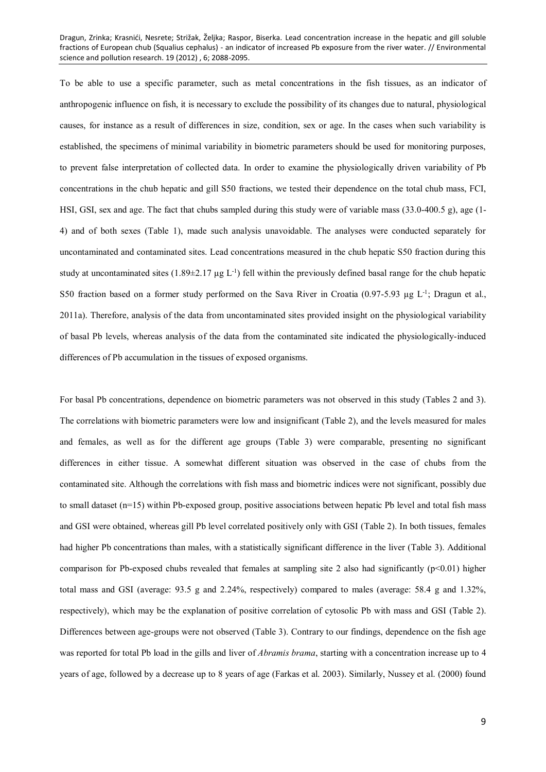To be able to use a specific parameter, such as metal concentrations in the fish tissues, as an indicator of anthropogenic influence on fish, it is necessary to exclude the possibility of its changes due to natural, physiological causes, for instance as a result of differences in size, condition, sex or age. In the cases when such variability is established, the specimens of minimal variability in biometric parameters should be used for monitoring purposes, to prevent false interpretation of collected data. In order to examine the physiologically driven variability of Pb concentrations in the chub hepatic and gill S50 fractions, we tested their dependence on the total chub mass, FCI, HSI, GSI, sex and age. The fact that chubs sampled during this study were of variable mass (33.0-400.5 g), age (1-4) and of both sexes (Table 1), made such analysis unavoidable. The analyses were conducted separately for uncontaminated and contaminated sites. Lead concentrations measured in the chub hepatic S50 fraction during this study at uncontaminated sites (1.89±2.17 µg $L^{-1}$) fell within the previously defined basal range for the chub hepatic S50 fraction based on a former study performed on the Sava River in Croatia (0.97-5.93 µg $L^{-1}$; Dragun et al., 2011a). Therefore, analysis of the data from uncontaminated sites provided insight on the physiological variability of basal Pb levels, whereas analysis of the data from the contaminated site indicated the physiologically-induced differences of Pb accumulation in the tissues of exposed organisms.

For basal Pb concentrations, dependence on biometric parameters was not observed in this study (Tables 2 and 3). The correlations with biometric parameters were low and insignificant (Table 2), and the levels measured for males and females, as well as for the different age groups (Table 3) were comparable, presenting no significant differences in either tissue. A somewhat different situation was observed in the case of chubs from the contaminated site. Although the correlations with fish mass and biometric indices were not significant, possibly due to small dataset (n=15) within Pb-exposed group, positive associations between hepatic Pb level and total fish mass and GSI were obtained, whereas gill Pb level correlated positively only with GSI (Table 2). In both tissues, females had higher Pb concentrations than males, with a statistically significant difference in the liver (Table 3). Additional comparison for Pb-exposed chubs revealed that females at sampling site 2 also had significantly ($p<0.01$) higher total mass and GSI (average: 93.5 g and 2.24%, respectively) compared to males (average: 58.4 g and 1.32%, respectively), which may be the explanation of positive correlation of cytosolic Pb with mass and GSI (Table 2). Differences between age-groups were not observed (Table 3). Contrary to our findings, dependence on the fish age was reported for total Pb load in the gills and liver of *Abramis brama*, starting with a concentration increase up to 4 years of age, followed by a decrease up to 8 years of age (Farkas et al. 2003). Similarly, Nussey et al. (2000) found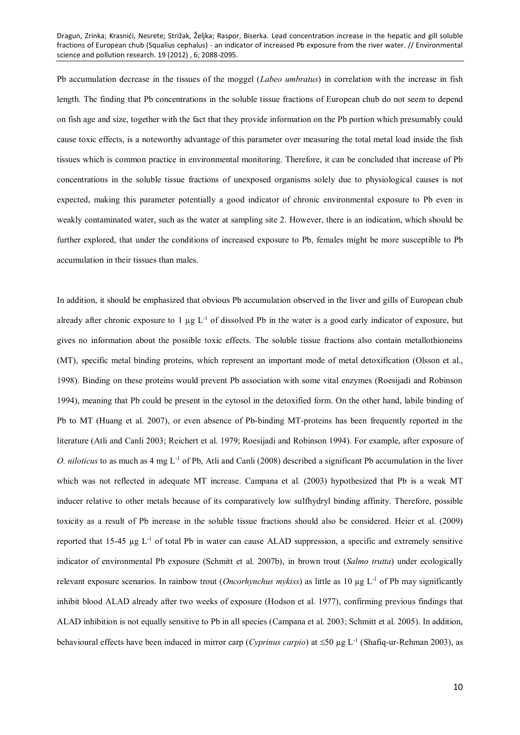Pb accumulation decrease in the tissues of the moggel (*Labeo umbratus*) in correlation with the increase in fish length. The finding that Pb concentrations in the soluble tissue fractions of European chub do not seem to depend on fish age and size, together with the fact that they provide information on the Pb portion which presumably could cause toxic effects, is a noteworthy advantage of this parameter over measuring the total metal load inside the fish tissues which is common practice in environmental monitoring. Therefore, it can be concluded that increase of Pb concentrations in the soluble tissue fractions of unexposed organisms solely due to physiological causes is not expected, making this parameter potentially a good indicator of chronic environmental exposure to Pb even in weakly contaminated water, such as the water at sampling site 2. However, there is an indication, which should be further explored, that under the conditions of increased exposure to Pb, females might be more susceptible to Pb accumulation in their tissues than males.

In addition, it should be emphasized that obvious Pb accumulation observed in the liver and gills of European chub already after chronic exposure to 1 µg $L^{-1}$ of dissolved Pb in the water is a good early indicator of exposure, but gives no information about the possible toxic effects. The soluble tissue fractions also contain metallothioneins (MT), specific metal binding proteins, which represent an important mode of metal detoxification (Olsson et al., 1998). Binding on these proteins would prevent Pb association with some vital enzymes (Roesijadi and Robinson 1994), meaning that Pb could be present in the cytosol in the detoxified form. On the other hand, labile binding of Pb to MT (Huang et al. 2007), or even absence of Pb-binding MT-proteins has been frequently reported in the literature (Atli and Canli 2003; Reichert et al. 1979; Roesijadi and Robinson 1994). For example, after exposure of *O. niloticus* to as much as 4 mg $L^{-1}$ of Pb, Atli and Canli (2008) described a significant Pb accumulation in the liver which was not reflected in adequate MT increase. Campana et al. (2003) hypothesized that Pb is a weak MT inducer relative to other metals because of its comparatively low sulfhydryl binding affinity. Therefore, possible toxicity as a result of Pb increase in the soluble tissue fractions should also be considered. Heier et al. (2009) reported that 15-45 µg $L^{-1}$ of total Pb in water can cause ALAD suppression, a specific and extremely sensitive indicator of environmental Pb exposure (Schmitt et al. 2007b), in brown trout (*Salmo trutta*) under ecologically relevant exposure scenarios. In rainbow trout (*Oncorhynchus mykiss*) as little as 10 µg $L^{-1}$ of Pb may significantly inhibit blood ALAD already after two weeks of exposure (Hodson et al. 1977), confirming previous findings that ALAD inhibition is not equally sensitive to Pb in all species (Campana et al. 2003; Schmitt et al. 2005). In addition, behavioural effects have been induced in mirror carp (*Cyprinus carpio*) at ≤50 µg $L^{-1}$ (Shafiq-ur-Rehman 2003), as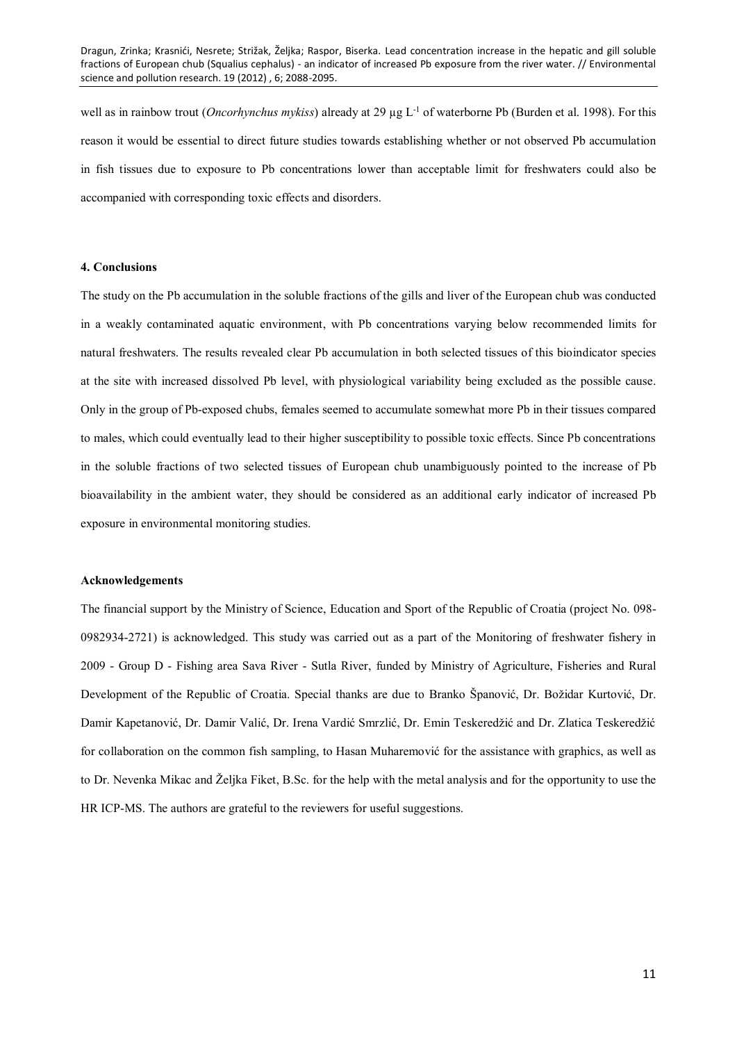well as in rainbow trout (*Oncorhynchus mykiss*) already at 29 µg $L^{-1}$ of waterborne Pb (Burden et al. 1998). For this reason it would be essential to direct future studies towards establishing whether or not observed Pb accumulation in fish tissues due to exposure to Pb concentrations lower than acceptable limit for freshwaters could also be accompanied with corresponding toxic effects and disorders.

#### 4. Conclusions

The study on the Pb accumulation in the soluble fractions of the gills and liver of the European chub was conducted in a weakly contaminated aquatic environment, with Pb concentrations varying below recommended limits for natural freshwaters. The results revealed clear Pb accumulation in both selected tissues of this bioindicator species at the site with increased dissolved Pb level, with physiological variability being excluded as the possible cause. Only in the group of Pb-exposed chubs, females seemed to accumulate somewhat more Pb in their tissues compared to males, which could eventually lead to their higher susceptibility to possible toxic effects. Since Pb concentrations in the soluble fractions of two selected tissues of European chub unambiguously pointed to the increase of Pb bioavailability in the ambient water, they should be considered as an additional early indicator of increased Pb exposure in environmental monitoring studies.

#### Acknowledgements

The financial support by the Ministry of Science, Education and Sport of the Republic of Croatia (project No. 098-0982934-2721) is acknowledged. This study was carried out as a part of the Monitoring of freshwater fishery in 2009 - Group D - Fishing area Sava River - Sutla River, funded by Ministry of Agriculture, Fisheries and Rural Development of the Republic of Croatia. Special thanks are due to Branko Špiranović, Dr. Božidar Kurtović, Dr. Damir Kapetanović, Dr. Damir Valić, Dr. Irena Vardić Smrzlić, Dr. Emin Teskeredžić and Dr. Zlatica Teskeredžić for collaboration on the common fish sampling, to Hasan Muharemović for the assistance with graphics, as well as to Dr. Nevenka Mikac and Željka Fiket, B.Sc. for the help with the metal analysis and for the opportunity to use the HR ICP-MS. The authors are grateful to the reviewers for useful suggestions.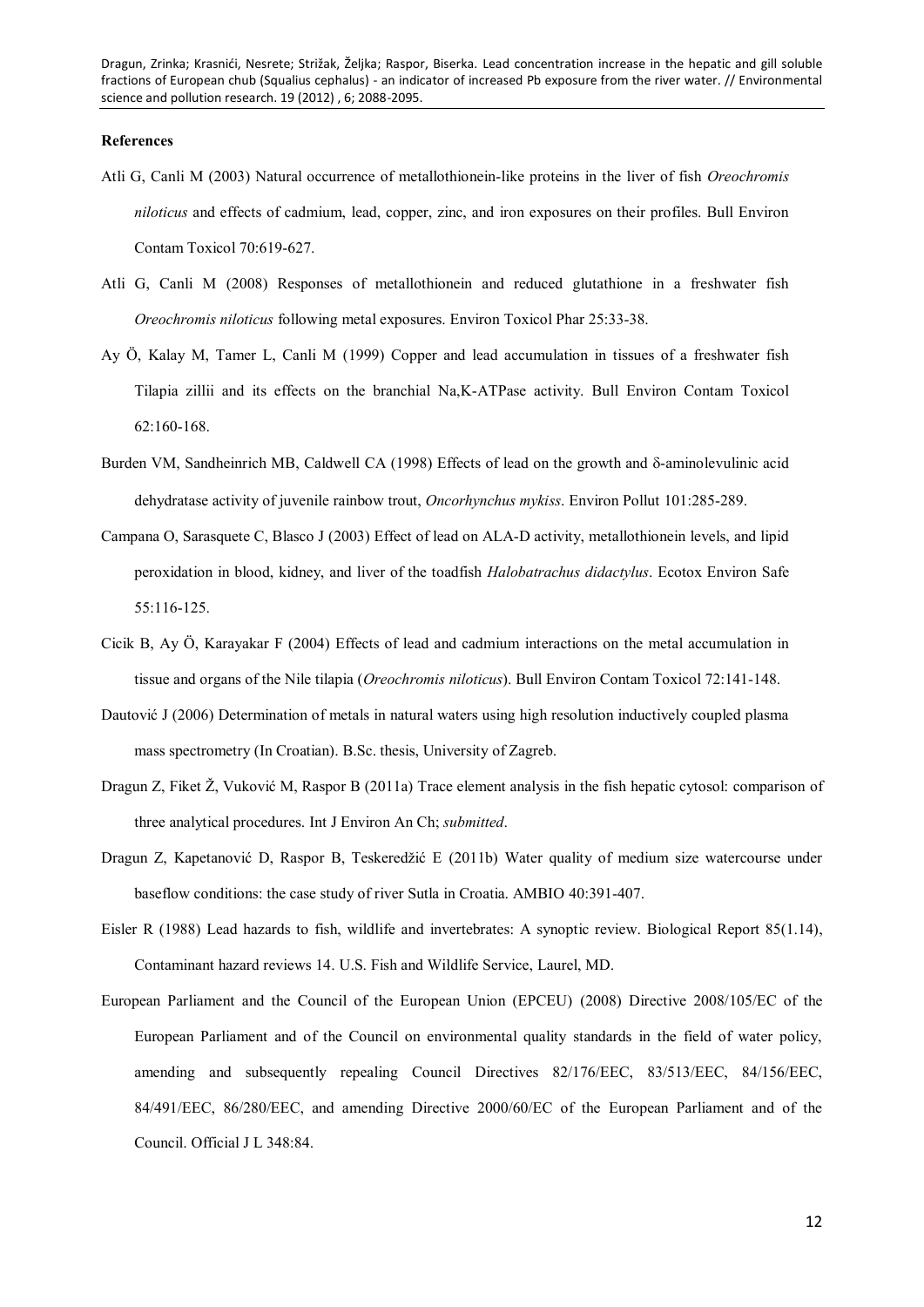**References**

Atli G, Canli M (2003) Natural occurrence of metallothionein-like proteins in the liver of fish *Oreochromis niloticus* and effects of cadmium, lead, copper, zinc, and iron exposures on their profiles. Bull Environ Contam Toxicol 70:619-627.

Atli G, Canli M (2008) Responses of metallothionein and reduced glutathione in a freshwater fish *Oreochromis niloticus* following metal exposures. Environ Toxicol Phar 25:33-38.

Ay Ö, Kalay M, Tamer L, Canli M (1999) Copper and lead accumulation in tissues of a freshwater fish Tilapia zillii and its effects on the branchial Na,K-ATPase activity. Bull Environ Contam Toxicol 62:160-168.

Burden VM, Sandheinrich MB, Caldwell CA (1998) Effects of lead on the growth and δ-aminolevulinic acid dehydratase activity of juvenile rainbow trout, *Oncorhynchus mykiss*. Environ Pollut 101:285-289.

Campana O, Sarasquete C, Blasco J (2003) Effect of lead on ALA-D activity, metallothionein levels, and lipid peroxidation in blood, kidney, and liver of the toadfish *Halobatrachus didactylus*. Ecotox Environ Safe 55:116-125.

Cicik B, Ay Ö, Karayakar F (2004) Effects of lead and cadmium interactions on the metal accumulation in tissue and organs of the Nile tilapia (*Oreochromis niloticus*). Bull Environ Contam Toxicol 72:141-148.

Dautović J (2006) Determination of metals in natural waters using high resolution inductively coupled plasma mass spectrometry (In Croatian). B.Sc. thesis, University of Zagreb.

Dragun Z, Fiket Ž, Vuković M, Raspor B (2011a) Trace element analysis in the fish hepatic cytosol: comparison of three analytical procedures. Int J Environ An Ch; *submitted*.

Dragun Z, Kapetanović D, Raspor B, Teskeredžić E (2011b) Water quality of medium size watercourse under baseflow conditions: the case study of river Sutla in Croatia. AMBIO 40:391-407.

Eisler R (1988) Lead hazards to fish, wildlife and invertebrates: A synoptic review. Biological Report 85(1.14), Contaminant hazard reviews 14. U.S. Fish and Wildlife Service, Laurel, MD.

European Parliament and the Council of the European Union (EPCEU) (2008) Directive 2008/105/EC of the European Parliament and of the Council on environmental quality standards in the field of water policy, amending and subsequently repealing Council Directives 82/176/EEC, 83/513/EEC, 84/156/EEC, 84/491/EEC, 86/280/EEC, and amending Directive 2000/60/EC of the European Parliament and of the Council. Official J L 348:84.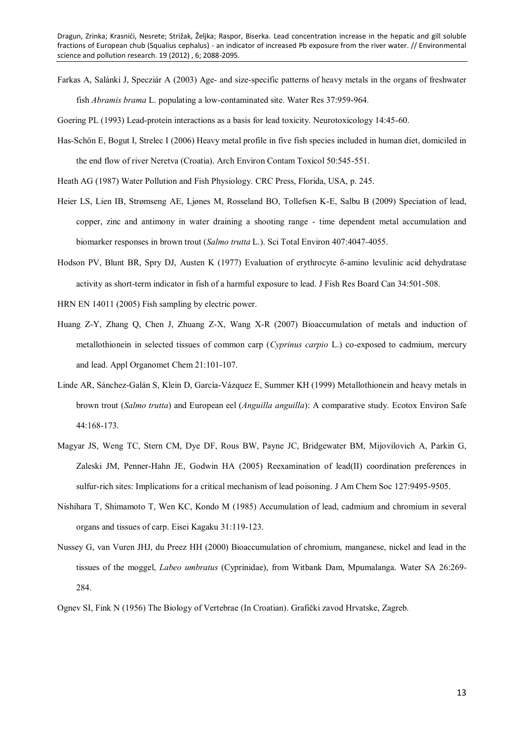Farkas A, Salánki J, Specziár A (2003) Age- and size-specific patterns of heavy metals in the organs of freshwater fish *Abramis brama* L. populating a low-contaminated site. Water Res 37:959-964.

Goering PL (1993) Lead-protein interactions as a basis for lead toxicity. Neurotoxicology 14:45-60.

Has-Schön E, Bogut I, Strelec I (2006) Heavy metal profile in five fish species included in human diet, domiciled in the end flow of river Neretva (Croatia). Arch Environ Contam Toxicol 50:545-551.

Heath AG (1987) Water Pollution and Fish Physiology. CRC Press, Florida, USA, p. 245.

Heier LS, Lien IB, Strømseng AE, Ljønes M, Rosseland BO, Tollefsen K-E, Salbu B (2009) Speciation of lead, copper, zinc and antimony in water draining a shooting range - time dependent metal accumulation and biomarker responses in brown trout (*Salmo trutta* L.). Sci Total Environ 407:4047-4055.

Hodson PV, Blunt BR, Spry DJ, Austen K (1977) Evaluation of erythrocyte δ-amino levulinic acid dehydratase activity as short-term indicator in fish of a harmful exposure to lead. J Fish Res Board Can 34:501-508.

HRN EN 14011 (2005) Fish sampling by electric power.

Huang Z-Y, Zhang Q, Chen J, Zhuang Z-X, Wang X-R (2007) Bioaccumulation of metals and induction of metallothionein in selected tissues of common carp (*Cyprinus carpio* L.) co-exposed to cadmium, mercury and lead. Appl Organomet Chem 21:101-107.

Linde AR, Sánchez-Galán S, Klein D, García-Vázquez E, Summer KH (1999) Metallothionein and heavy metals in brown trout (*Salmo trutta*) and European eel (*Anguilla anguilla*): A comparative study. Ecotox Environ Safe 44:168-173.

Magyar JS, Weng TC, Stern CM, Dye DF, Rous BW, Payne JC, Bridgewater BM, Mijovilovich A, Parkin G, Zaleski JM, Penner-Hahn JE, Godwin HA (2005) Reexamination of lead(II) coordination preferences in sulfur-rich sites: Implications for a critical mechanism of lead poisoning. J Am Chem Soc 127:9495-9505.

Nishihara T, Shimamoto T, Wen KC, Kondo M (1985) Accumulation of lead, cadmium and chromium in several organs and tissues of carp. Eisei Kagaku 31:119-123.

Nussey G, van Vuren JHJ, du Preez HH (2000) Bioaccumulation of chromium, manganese, nickel and lead in the tissues of the moggel, *Labeo umbratus* (Cyprinidae), from Witbank Dam, Mpumalanga. Water SA 26:269-284.

Ognev SI, Fink N (1956) The Biology of Vertebrae (In Croatian). Grafički zavod Hrvatske, Zagreb.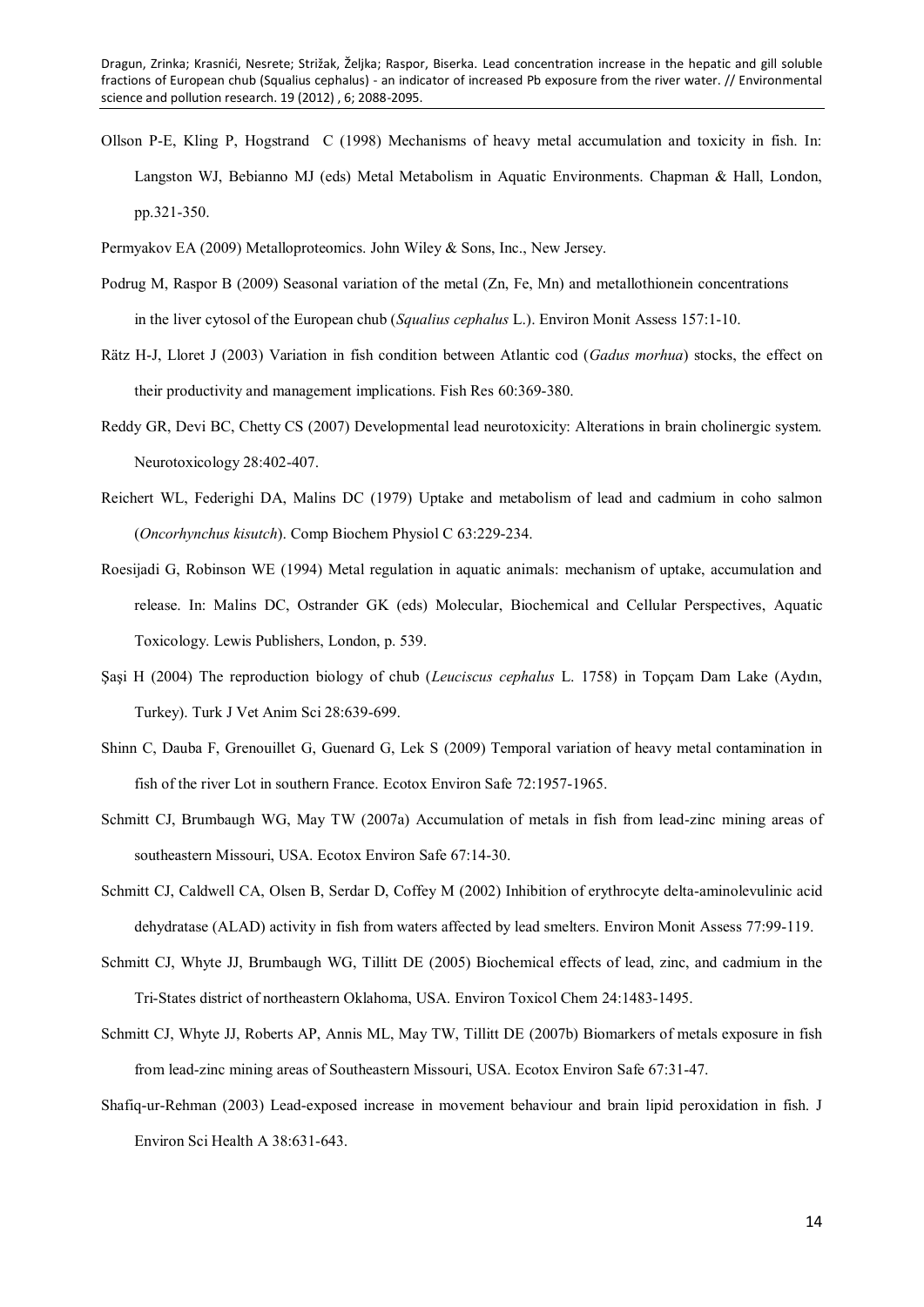Ollson P-E, Kling P, Hogstrand C (1998) Mechanisms of heavy metal accumulation and toxicity in fish. In: Langston WJ, Bebianno MJ (eds) Metal Metabolism in Aquatic Environments. Chapman & Hall, London, pp.321-350.

Permyakov EA (2009) Metalloproteomics. John Wiley & Sons, Inc., New Jersey.

Podrug M, Raspor B (2009) Seasonal variation of the metal (Zn, Fe, Mn) and metallothionein concentrations in the liver cytosol of the European chub (*Squalius cephalus* L.). Environ Monit Assess 157:1-10.

Rätz H-J, Lloret J (2003) Variation in fish condition between Atlantic cod (*Gadus morhua*) stocks, the effect on their productivity and management implications. Fish Res 60:369-380.

Reddy GR, Devi BC, Chetty CS (2007) Developmental lead neurotoxicity: Alterations in brain cholinergic system. Neurotoxicology 28:402-407.

Reichert WL, Federighi DA, Malins DC (1979) Uptake and metabolism of lead and cadmium in coho salmon (*Oncorhynchus kisutch*). Comp Biochem Physiol C 63:229-234.

Roesijadi G, Robinson WE (1994) Metal regulation in aquatic animals: mechanism of uptake, accumulation and release. In: Malins DC, Ostrander GK (eds) Molecular, Biochemical and Cellular Perspectives, Aquatic Toxicology. Lewis Publishers, London, p. 539.

Şaşi H (2004) The reproduction biology of chub (*Leuciscus cephalus* L. 1758) in Topçam Dam Lake (Aydın, Turkey). Turk J Vet Anim Sci 28:639-699.

Shinn C, Dauba F, Grenouillet G, Guenard G, Lek S (2009) Temporal variation of heavy metal contamination in fish of the river Lot in southern France. Ecotox Environ Safe 72:1957-1965.

Schmitt CJ, Brumbaugh WG, May TW (2007a) Accumulation of metals in fish from lead-zinc mining areas of southeastern Missouri, USA. Ecotox Environ Safe 67:14-30.

Schmitt CJ, Caldwell CA, Olsen B, Serdar D, Coffey M (2002) Inhibition of erythrocyte delta-aminolevulinic acid dehydratase (ALAD) activity in fish from waters affected by lead smelters. Environ Monit Assess 77:99-119.

Schmitt CJ, Whyte JJ, Brumbaugh WG, Tillitt DE (2005) Biochemical effects of lead, zinc, and cadmium in the Tri-States district of northeastern Oklahoma, USA. Environ Toxicol Chem 24:1483-1495.

Schmitt CJ, Whyte JJ, Roberts AP, Annis ML, May TW, Tillitt DE (2007b) Biomarkers of metals exposure in fish from lead-zinc mining areas of Southeastern Missouri, USA. Ecotox Environ Safe 67:31-47.

Shafiq-ur-Rehman (2003) Lead-exposed increase in movement behaviour and brain lipid peroxidation in fish. J Environ Sci Health A 38:631-643.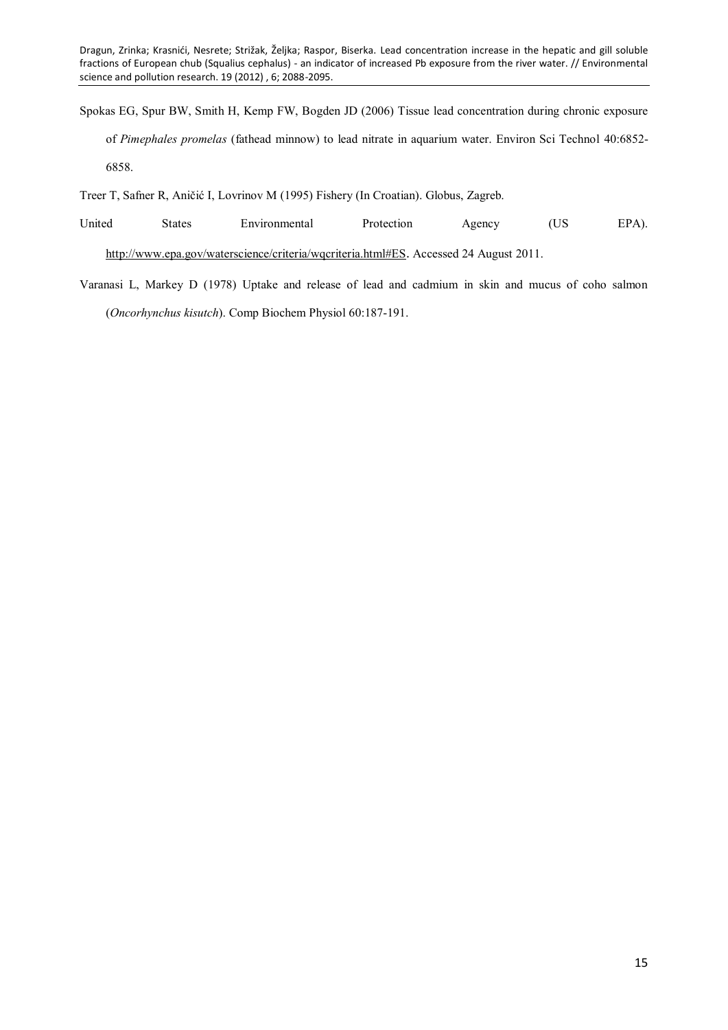Spokas EG, Spur BW, Smith H, Kemp FW, Bogden JD (2006) Tissue lead concentration during chronic exposure of *Pimephales promelas* (fathead minnow) to lead nitrate in aquarium water. Environ Sci Technol 40:6852-6858.

Treer T, Safner R, Aničić I, Lovrinov M (1995) Fishery (In Croatian). Globus, Zagreb.

United States Environmental Protection Agency (US EPA). http://www.epa.gov/waterscience/criteria/wqcriteria.html#ES. Accessed 24 August 2011.

Varanasi L, Markey D (1978) Uptake and release of lead and cadmium in skin and mucus of coho salmon (*Oncorhynchus kisutch*). Comp Biochem Physiol 60:187-191.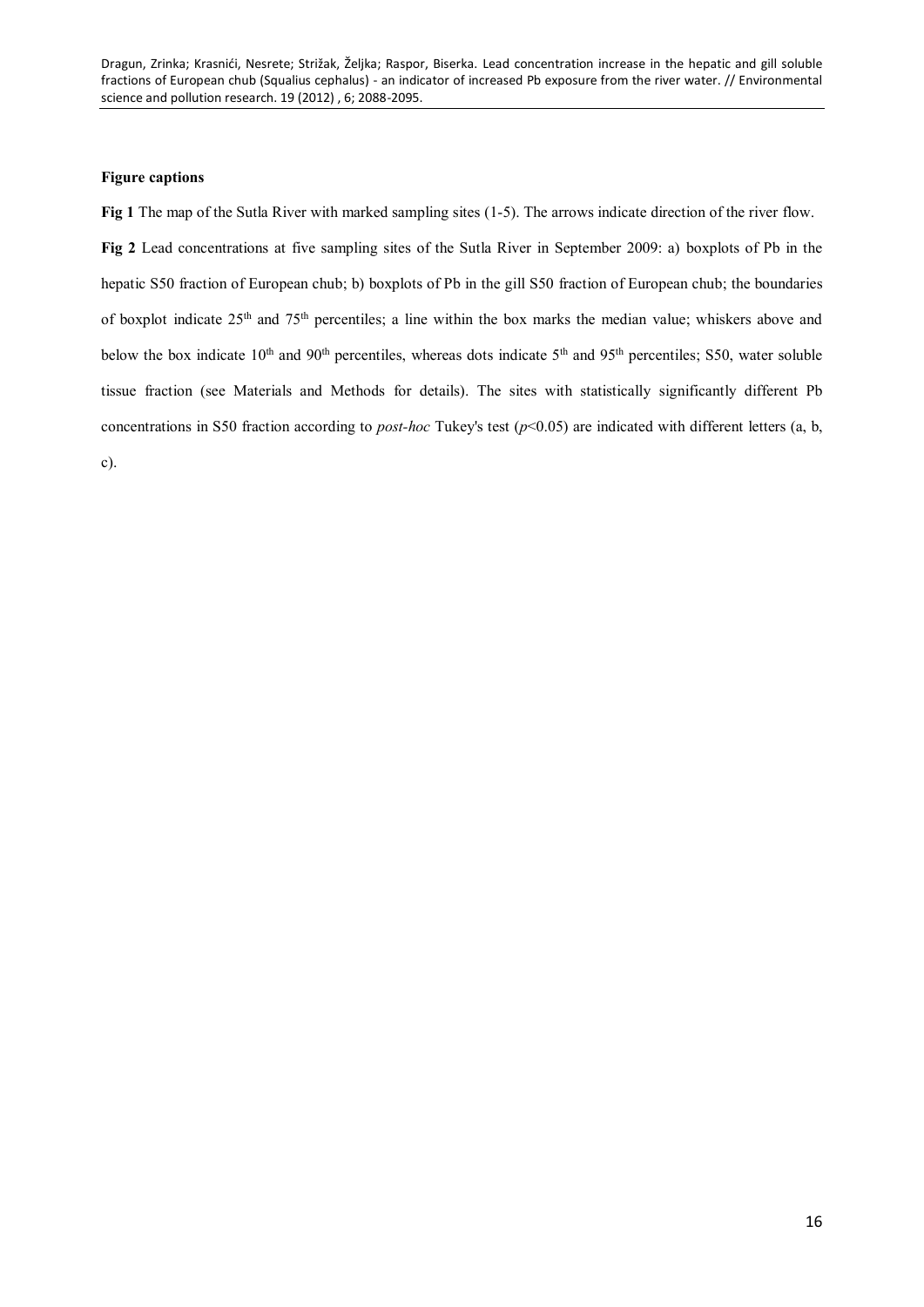**Figure captions**

**Fig 1** The map of the Sutla River with marked sampling sites (1-5). The arrows indicate direction of the river flow.

**Fig 2** Lead concentrations at five sampling sites of the Sutla River in September 2009: a) boxplots of Pb in the hepatic S50 fraction of European chub; b) boxplots of Pb in the gill S50 fraction of European chub; the boundaries of boxplot indicate $25^{th}$ and $75^{th}$ percentiles; a line within the box marks the median value; whiskers above and below the box indicate $10^{th}$ and $90^{th}$ percentiles, whereas dots indicate $5^{th}$ and $95^{th}$ percentiles; S50, water soluble tissue fraction (see Materials and Methods for details). The sites with statistically significantly different Pb concentrations in S50 fraction according to *post-hoc* Tukey's test ($p$<0.05) are indicated with different letters (a, b, c).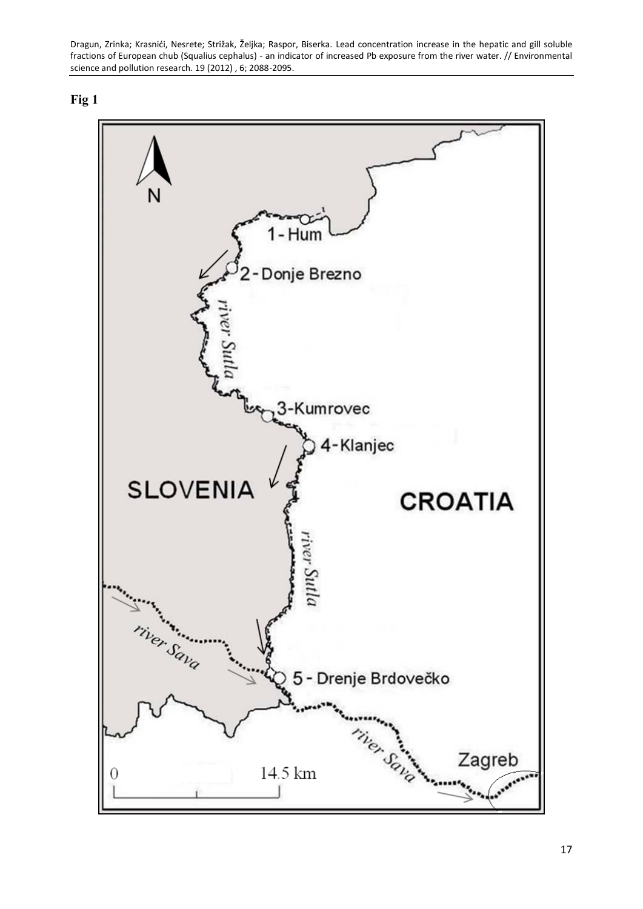**Fig 1**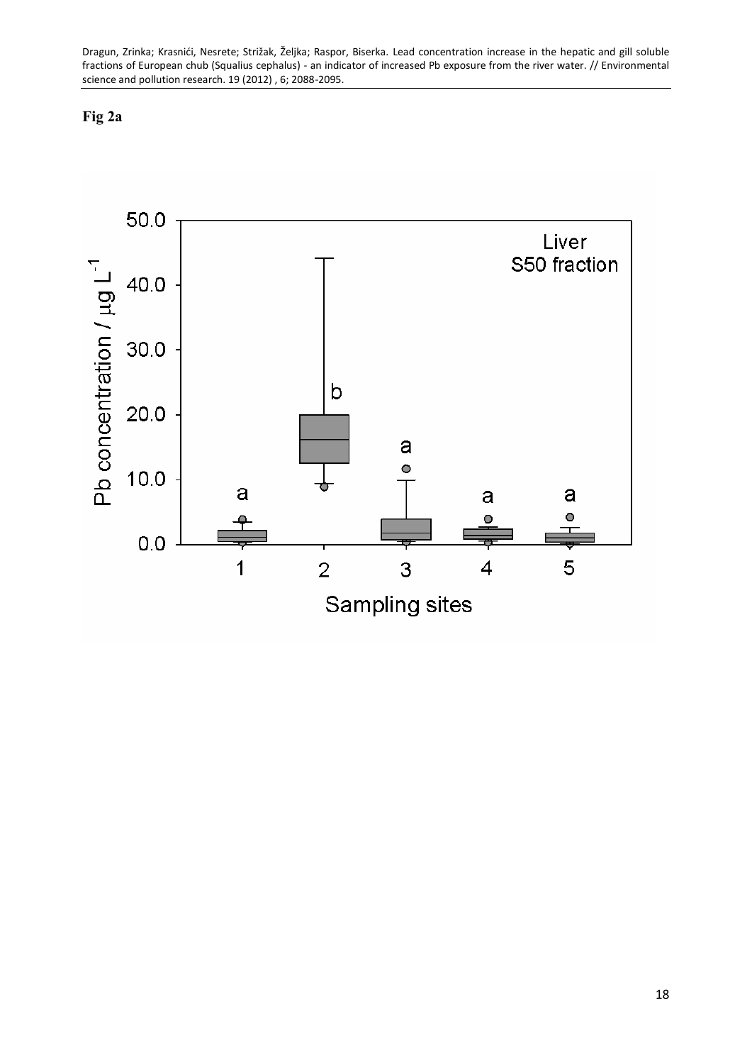**Fig 2a**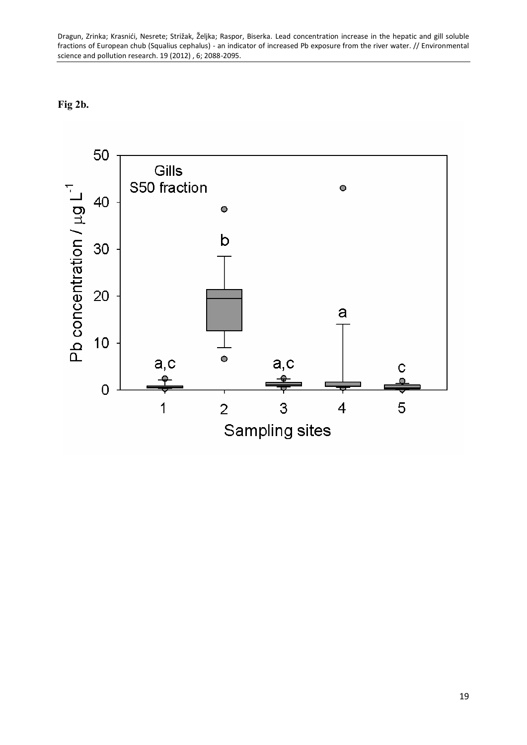**Fig 2b.**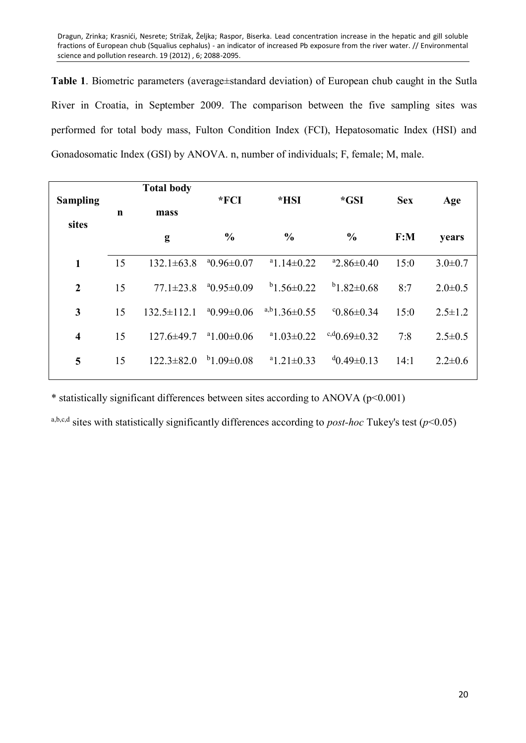**Table 1**. Biometric parameters (average±standard deviation) of European chub caught in the Sutla River in Croatia, in September 2009. The comparison between the five sampling sites was performed for total body mass, Fulton Condition Index (FCI), Hepatosomatic Index (HSI) and Gonadosomatic Index (GSI) by ANOVA. n, number of individuals; F, female; M, male.

| Sampling sites | n | Total body mass | *FCI | *HSI | *GSI | Sex | Age |
|---|---|---|---|---|---|---|---|
| | | g | % | % | % | F:M | years |
| **1** | 15 | 132.1±63.8 | $^{a}$0.96±0.07 | $^{a}$1.14±0.22 | $^{a}$2.86±0.40 | 15:0 | 3.0±0.7 |
| **2** | 15 | 77.1±23.8 | $^{a}$0.95±0.09 | $^{b}$1.56±0.22 | $^{b}$1.82±0.68 | 8:7 | 2.0±0.5 |
| **3** | 15 | 132.5±112.1 | $^{a}$0.99±0.06 | $^{a,b}$1.36±0.55 | $^{c}$0.86±0.34 | 15:0 | 2.5±1.2 |
| **4** | 15 | 127.6±49.7 | $^{a}$1.00±0.06 | $^{a}$1.03±0.22 | $^{c,d}$0.69±0.32 | 7:8 | 2.5±0.5 |
| **5** | 15 | 122.3±82.0 | $^{b}$1.09±0.08 | $^{a}$1.21±0.33 | $^{d}$0.49±0.13 | 14:1 | 2.2±0.6 |

* statistically significant differences between sites according to ANOVA ($p<0.001$)

[a,b,c,d] sites with statistically significantly differences according to *post-hoc* Tukey's test ($p<0.05$)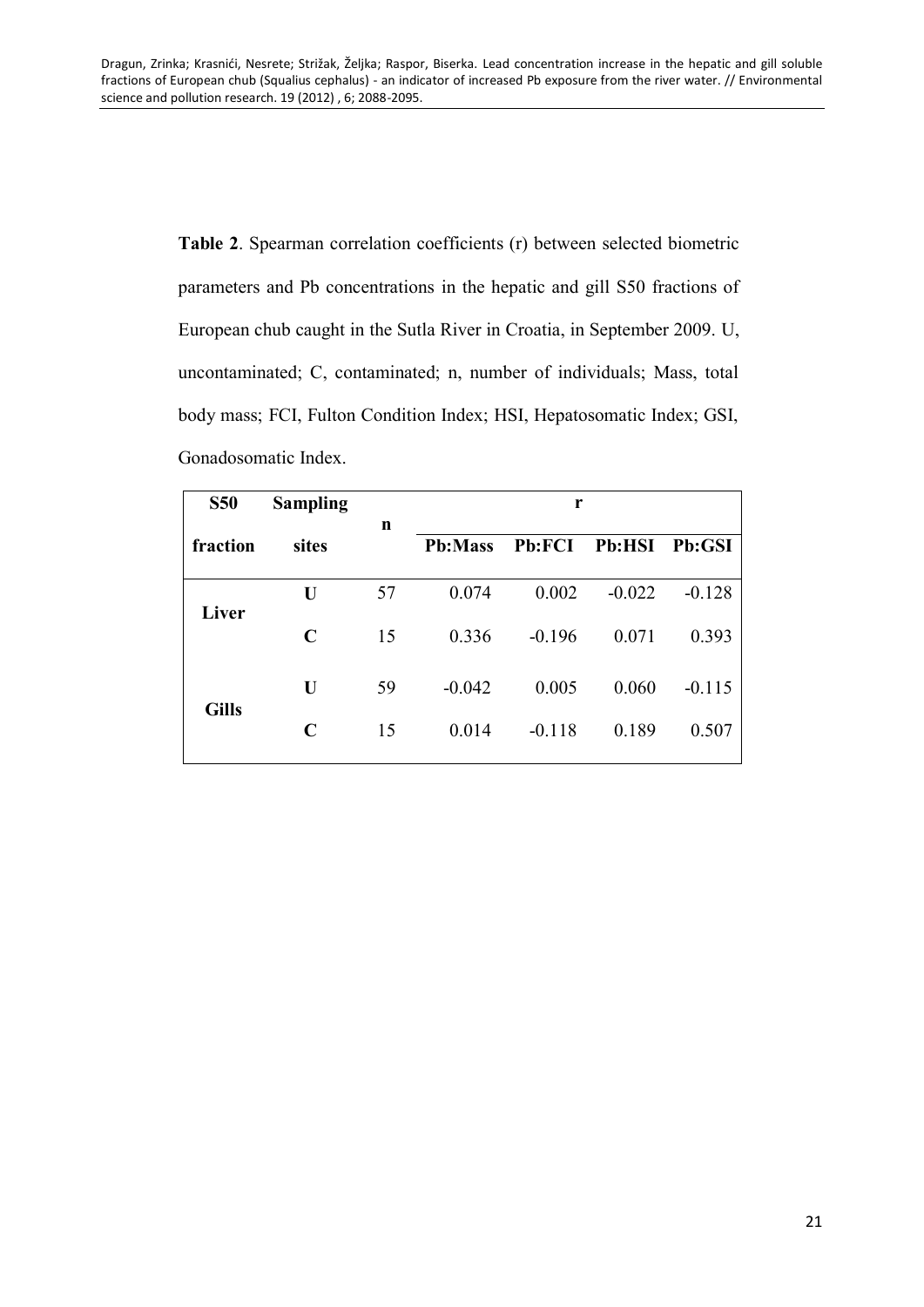**Table 2**. Spearman correlation coefficients (r) between selected biometric parameters and Pb concentrations in the hepatic and gill S50 fractions of European chub caught in the Sutla River in Croatia, in September 2009. U, uncontaminated; C, contaminated; n, number of individuals; Mass, total body mass; FCI, Fulton Condition Index; HSI, Hepatosomatic Index; GSI, Gonadosomatic Index.

| **S50 fraction** | **Sampling sites** | **n** | **r** | | | |
|---|---|---|---|---|---|---|
| | | | **Pb:Mass** | **Pb:FCI** | **Pb:HSI** | **Pb:GSI** |
| **Liver** | **U** | 57 | 0.074 | 0.002 | -0.022 | -0.128 |
| | **C** | 15 | 0.336 | -0.196 | 0.071 | 0.393 |
| **Gills** | **U** | 59 | -0.042 | 0.005 | 0.060 | -0.115 |
| | **C** | 15 | 0.014 | -0.118 | 0.189 | 0.507 |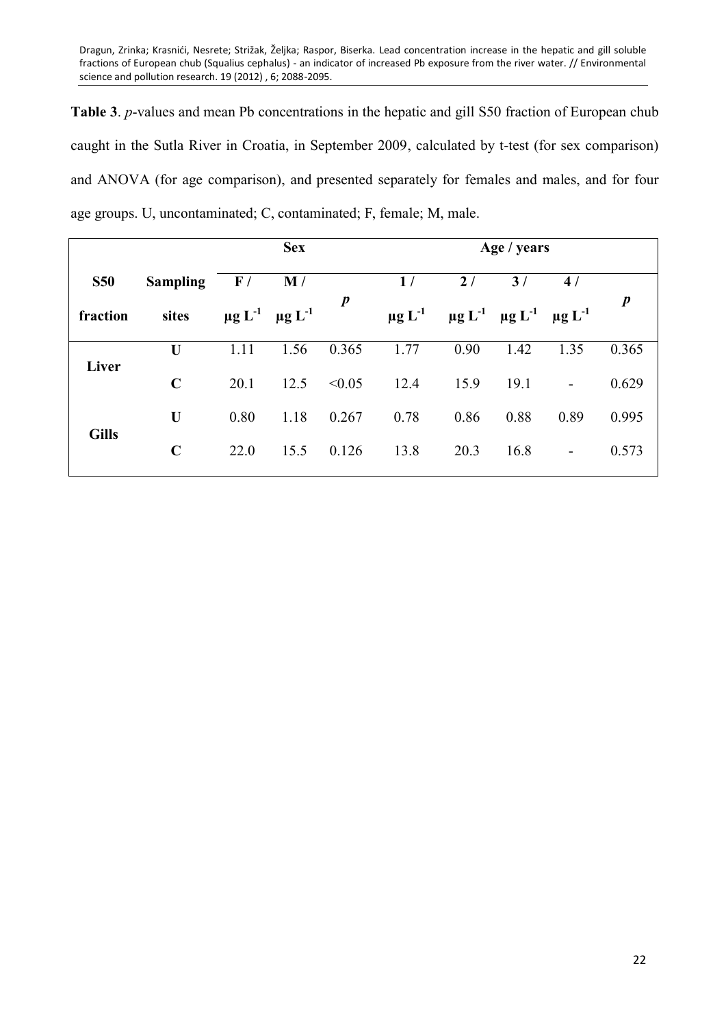**Table 3**. *p*-values and mean Pb concentrations in the hepatic and gill S50 fraction of European chub caught in the Sutla River in Croatia, in September 2009, calculated by t-test (for sex comparison) and ANOVA (for age comparison), and presented separately for females and males, and for four age groups. U, uncontaminated; C, contaminated; F, female; M, male.

| | | Sex | | | Age / years | | | | |
|---|---|---|---|---|---|---|---|---|---|
| **S50 fraction** | **Sampling sites** | **F / μg $L^{-1}$** | **M / μg $L^{-1}$** | ***p*** | **1 / μg $L^{-1}$** | **2 / μg $L^{-1}$** | **3 / μg $L^{-1}$** | **4 / μg $L^{-1}$** | ***p*** |
| **Liver** | **U** | 1.11 | 1.56 | 0.365 | 1.77 | 0.90 | 1.42 | 1.35 | 0.365 |
| | **C** | 20.1 | 12.5 | <0.05 | 12.4 | 15.9 | 19.1 | - | 0.629 |
| **Gills** | **U** | 0.80 | 1.18 | 0.267 | 0.78 | 0.86 | 0.88 | 0.89 | 0.995 |
| | **C** | 22.0 | 15.5 | 0.126 | 13.8 | 20.3 | 16.8 | - | 0.573 |